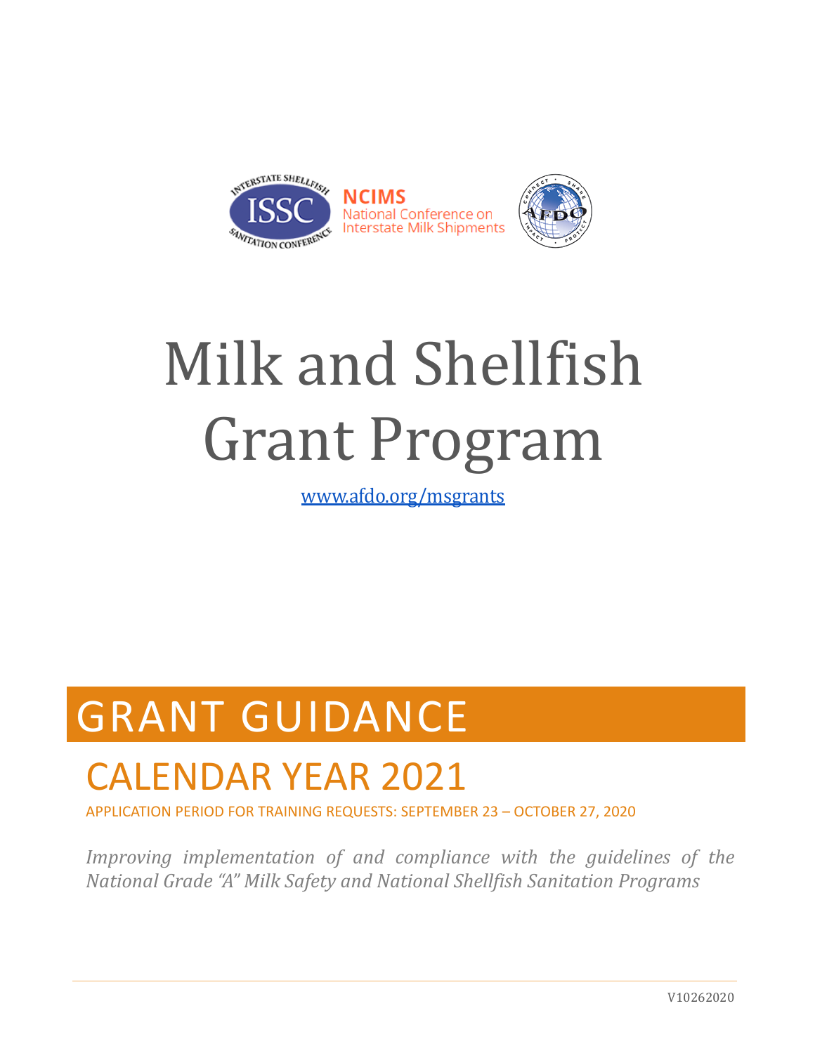NCIMS
National Conference on Interstate Milk Shipments

# Milk and Shellfish Grant Program

www.afdo.org/msgrants

# GRANT GUIDANCE

## CALENDAR YEAR 2021

APPLICATION PERIOD FOR TRAINING REQUESTS: SEPTEMBER 23 – OCTOBER 27, 2020

*Improving implementation of and compliance with the guidelines of the National Grade "A" Milk Safety and National Shellfish Sanitation Programs*

V10262020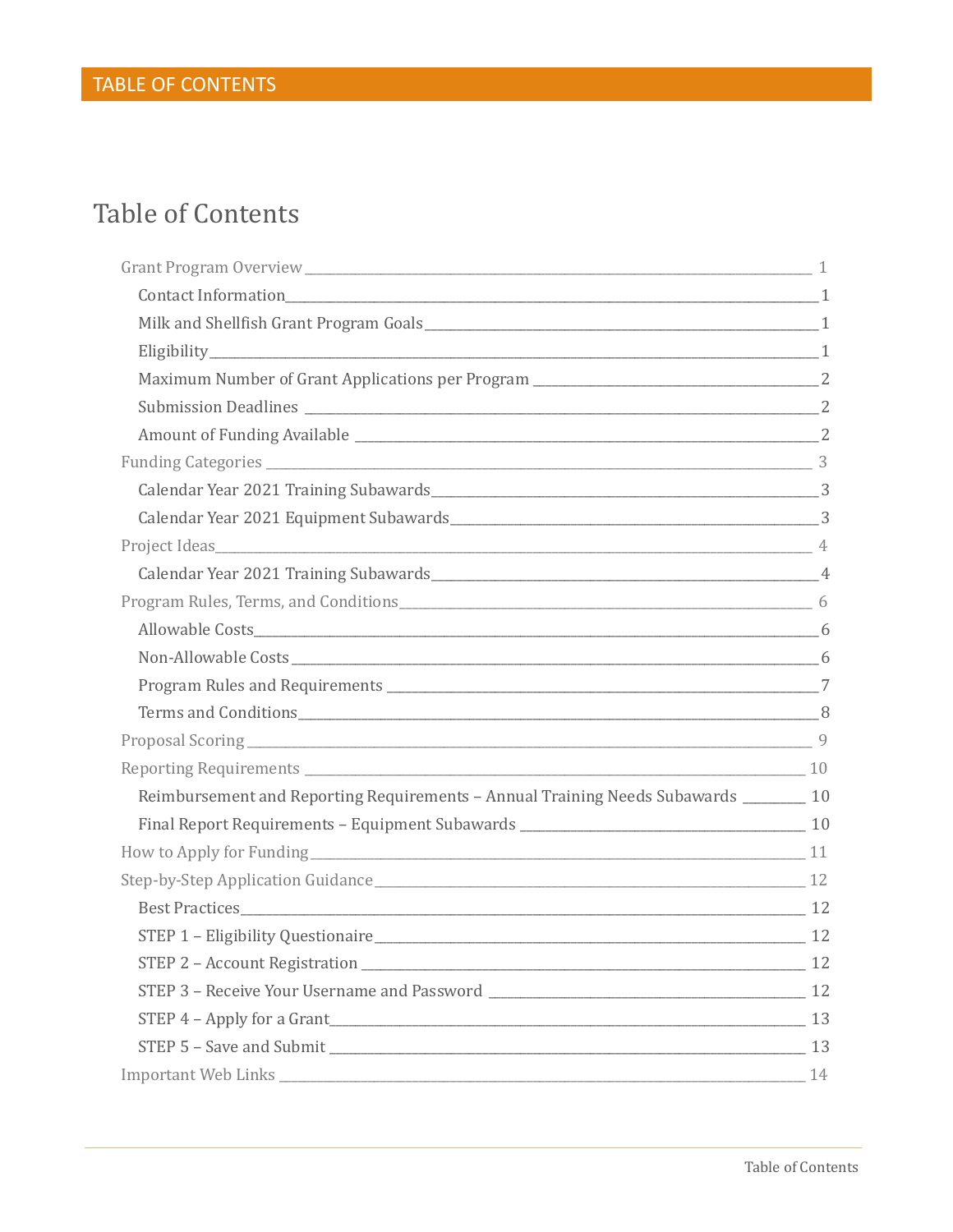# TABLE OF CONTENTS

## Table of Contents

- Grant Program Overview ____ 1
  - Contact Information ____ 1
  - Milk and Shellfish Grant Program Goals ____ 1
  - Eligibility ____ 1
  - Maximum Number of Grant Applications per Program ____ 2
  - Submission Deadlines ____ 2
  - Amount of Funding Available ____ 2
- Funding Categories ____ 3
  - Calendar Year 2021 Training Subawards ____ 3
  - Calendar Year 2021 Equipment Subawards ____ 3
- Project Ideas ____ 4
  - Calendar Year 2021 Training Subawards ____ 4
- Program Rules, Terms, and Conditions ____ 6
  - Allowable Costs ____ 6
  - Non-Allowable Costs ____ 6
  - Program Rules and Requirements ____ 7
  - Terms and Conditions ____ 8
- Proposal Scoring ____ 9
- Reporting Requirements ____ 10
  - Reimbursement and Reporting Requirements – Annual Training Needs Subawards ____ 10
  - Final Report Requirements – Equipment Subawards ____ 10
- How to Apply for Funding ____ 11
- Step-by-Step Application Guidance ____ 12
  - Best Practices ____ 12
  - STEP 1 – Eligibility Questionaire ____ 12
  - STEP 2 – Account Registration ____ 12
  - STEP 3 – Receive Your Username and Password ____ 12
  - STEP 4 – Apply for a Grant ____ 13
  - STEP 5 – Save and Submit ____ 13
- Important Web Links ____ 14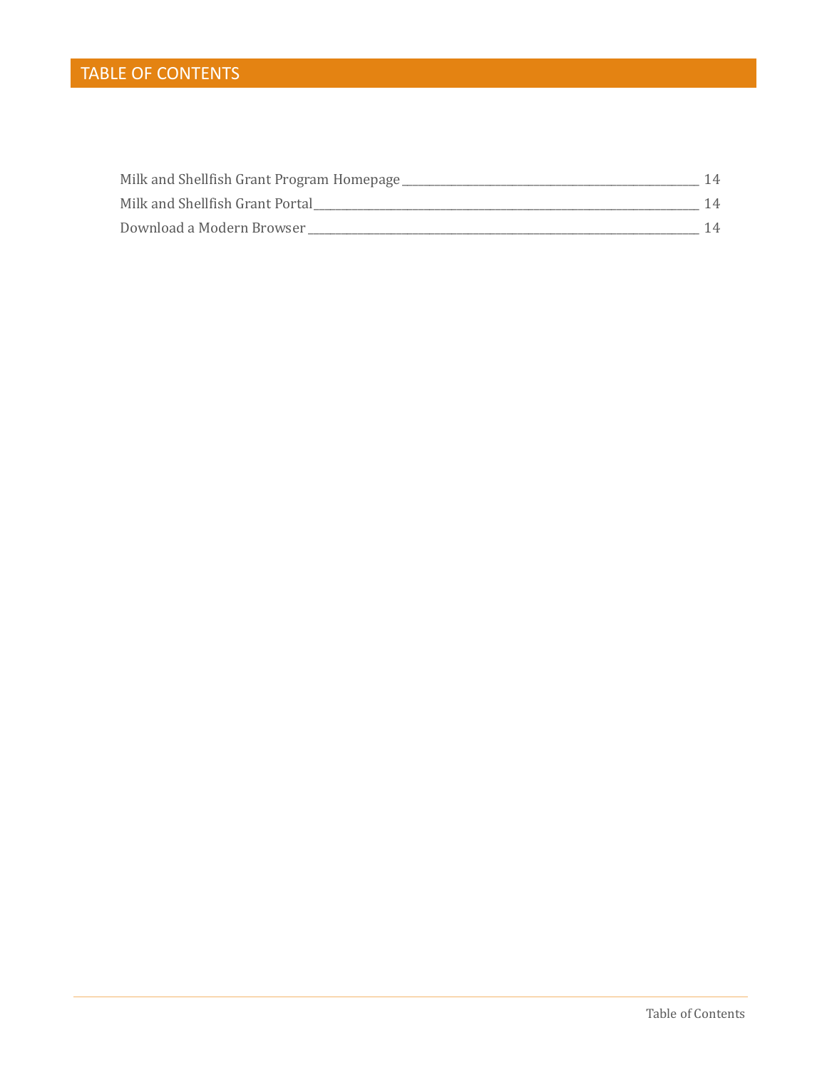# TABLE OF CONTENTS

Milk and Shellfish Grant Program Homepage ____________________ 14
Milk and Shellfish Grant Portal ____________________ 14
Download a Modern Browser ____________________ 14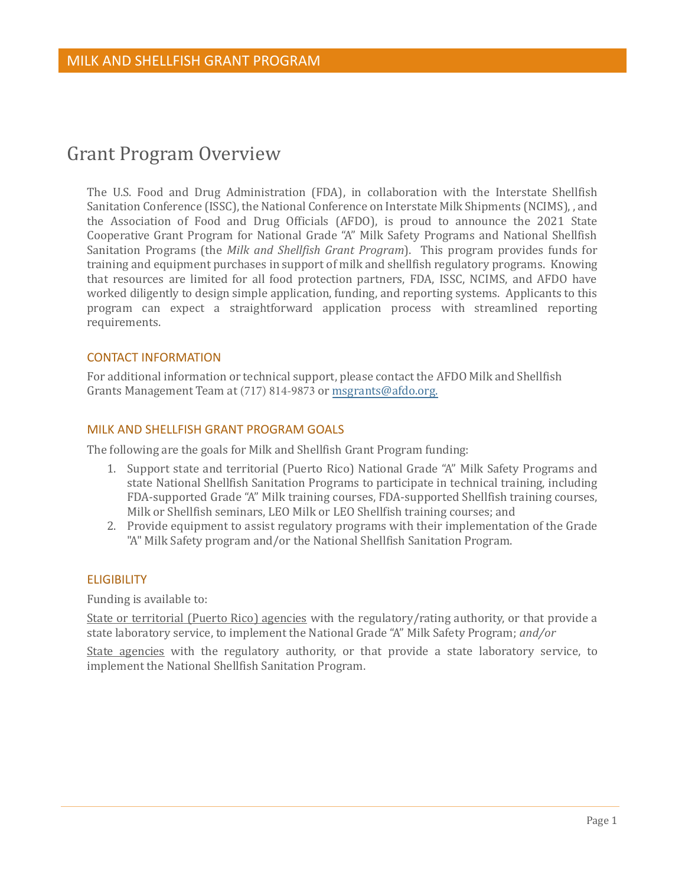# Grant Program Overview

The U.S. Food and Drug Administration (FDA), in collaboration with the Interstate Shellfish Sanitation Conference (ISSC), the National Conference on Interstate Milk Shipments (NCIMS), , and the Association of Food and Drug Officials (AFDO), is proud to announce the 2021 State Cooperative Grant Program for National Grade "A" Milk Safety Programs and National Shellfish Sanitation Programs (the *Milk and Shellfish Grant Program*). This program provides funds for training and equipment purchases in support of milk and shellfish regulatory programs. Knowing that resources are limited for all food protection partners, FDA, ISSC, NCIMS, and AFDO have worked diligently to design simple application, funding, and reporting systems. Applicants to this program can expect a straightforward application process with streamlined reporting requirements.

## CONTACT INFORMATION

For additional information or technical support, please contact the AFDO Milk and Shellfish Grants Management Team at (717) 814-9873 or msgrants@afdo.org.

## MILK AND SHELLFISH GRANT PROGRAM GOALS

The following are the goals for Milk and Shellfish Grant Program funding:

1. Support state and territorial (Puerto Rico) National Grade "A" Milk Safety Programs and state National Shellfish Sanitation Programs to participate in technical training, including FDA-supported Grade "A" Milk training courses, FDA-supported Shellfish training courses, Milk or Shellfish seminars, LEO Milk or LEO Shellfish training courses; and
2. Provide equipment to assist regulatory programs with their implementation of the Grade "A" Milk Safety program and/or the National Shellfish Sanitation Program.

## ELIGIBILITY

Funding is available to:

State or territorial (Puerto Rico) agencies with the regulatory/rating authority, or that provide a state laboratory service, to implement the National Grade "A" Milk Safety Program; *and/or*

State agencies with the regulatory authority, or that provide a state laboratory service, to implement the National Shellfish Sanitation Program.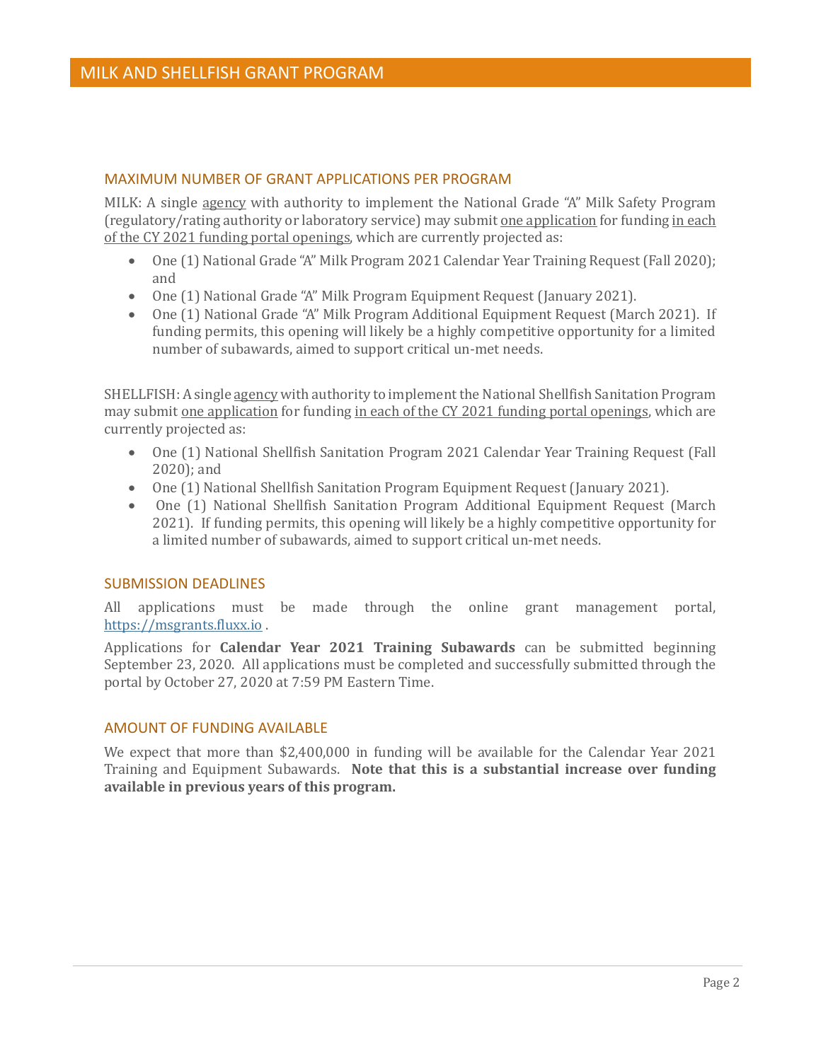## MAXIMUM NUMBER OF GRANT APPLICATIONS PER PROGRAM

MILK: A single agency with authority to implement the National Grade "A" Milk Safety Program (regulatory/rating authority or laboratory service) may submit one application for funding in each of the CY 2021 funding portal openings, which are currently projected as:

- One (1) National Grade "A" Milk Program 2021 Calendar Year Training Request (Fall 2020); and
- One (1) National Grade "A" Milk Program Equipment Request (January 2021).
- One (1) National Grade "A" Milk Program Additional Equipment Request (March 2021). If funding permits, this opening will likely be a highly competitive opportunity for a limited number of subawards, aimed to support critical un-met needs.

SHELLFISH: A single agency with authority to implement the National Shellfish Sanitation Program may submit one application for funding in each of the CY 2021 funding portal openings, which are currently projected as:

- One (1) National Shellfish Sanitation Program 2021 Calendar Year Training Request (Fall 2020); and
- One (1) National Shellfish Sanitation Program Equipment Request (January 2021).
- One (1) National Shellfish Sanitation Program Additional Equipment Request (March 2021). If funding permits, this opening will likely be a highly competitive opportunity for a limited number of subawards, aimed to support critical un-met needs.

## SUBMISSION DEADLINES

All applications must be made through the online grant management portal, https://msgrants.fluxx.io .

Applications for **Calendar Year 2021 Training Subawards** can be submitted beginning September 23, 2020. All applications must be completed and successfully submitted through the portal by October 27, 2020 at 7:59 PM Eastern Time.

## AMOUNT OF FUNDING AVAILABLE

We expect that more than $2,400,000 in funding will be available for the Calendar Year 2021 Training and Equipment Subawards. **Note that this is a substantial increase over funding available in previous years of this program.**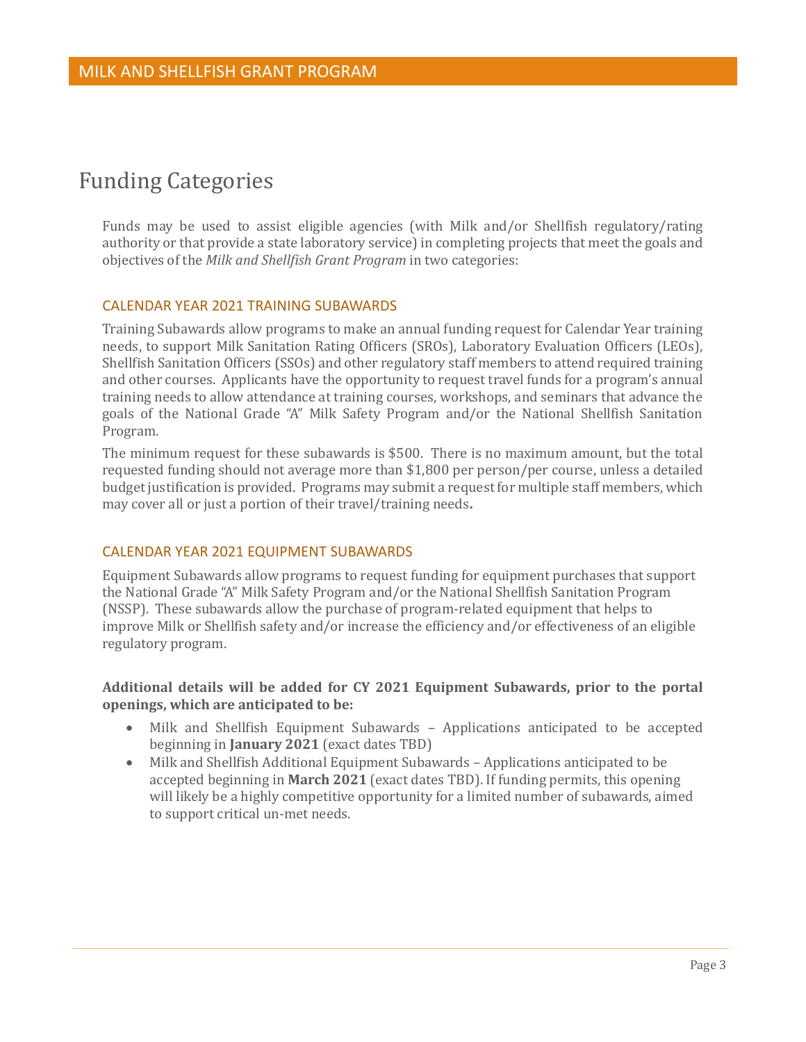# Funding Categories

Funds may be used to assist eligible agencies (with Milk and/or Shellfish regulatory/rating authority or that provide a state laboratory service) in completing projects that meet the goals and objectives of the *Milk and Shellfish Grant Program* in two categories:

### CALENDAR YEAR 2021 TRAINING SUBAWARDS

Training Subawards allow programs to make an annual funding request for Calendar Year training needs, to support Milk Sanitation Rating Officers (SROs), Laboratory Evaluation Officers (LEOs), Shellfish Sanitation Officers (SSOs) and other regulatory staff members to attend required training and other courses. Applicants have the opportunity to request travel funds for a program's annual training needs to allow attendance at training courses, workshops, and seminars that advance the goals of the National Grade "A" Milk Safety Program and/or the National Shellfish Sanitation Program.

The minimum request for these subawards is $500. There is no maximum amount, but the total requested funding should not average more than $1,800 per person/per course, unless a detailed budget justification is provided. Programs may submit a request for multiple staff members, which may cover all or just a portion of their travel/training needs.

### CALENDAR YEAR 2021 EQUIPMENT SUBAWARDS

Equipment Subawards allow programs to request funding for equipment purchases that support the National Grade "A" Milk Safety Program and/or the National Shellfish Sanitation Program (NSSP). These subawards allow the purchase of program-related equipment that helps to improve Milk or Shellfish safety and/or increase the efficiency and/or effectiveness of an eligible regulatory program.

**Additional details will be added for CY 2021 Equipment Subawards, prior to the portal openings, which are anticipated to be:**

- Milk and Shellfish Equipment Subawards – Applications anticipated to be accepted beginning in **January 2021** (exact dates TBD)
- Milk and Shellfish Additional Equipment Subawards – Applications anticipated to be accepted beginning in **March 2021** (exact dates TBD). If funding permits, this opening will likely be a highly competitive opportunity for a limited number of subawards, aimed to support critical un-met needs.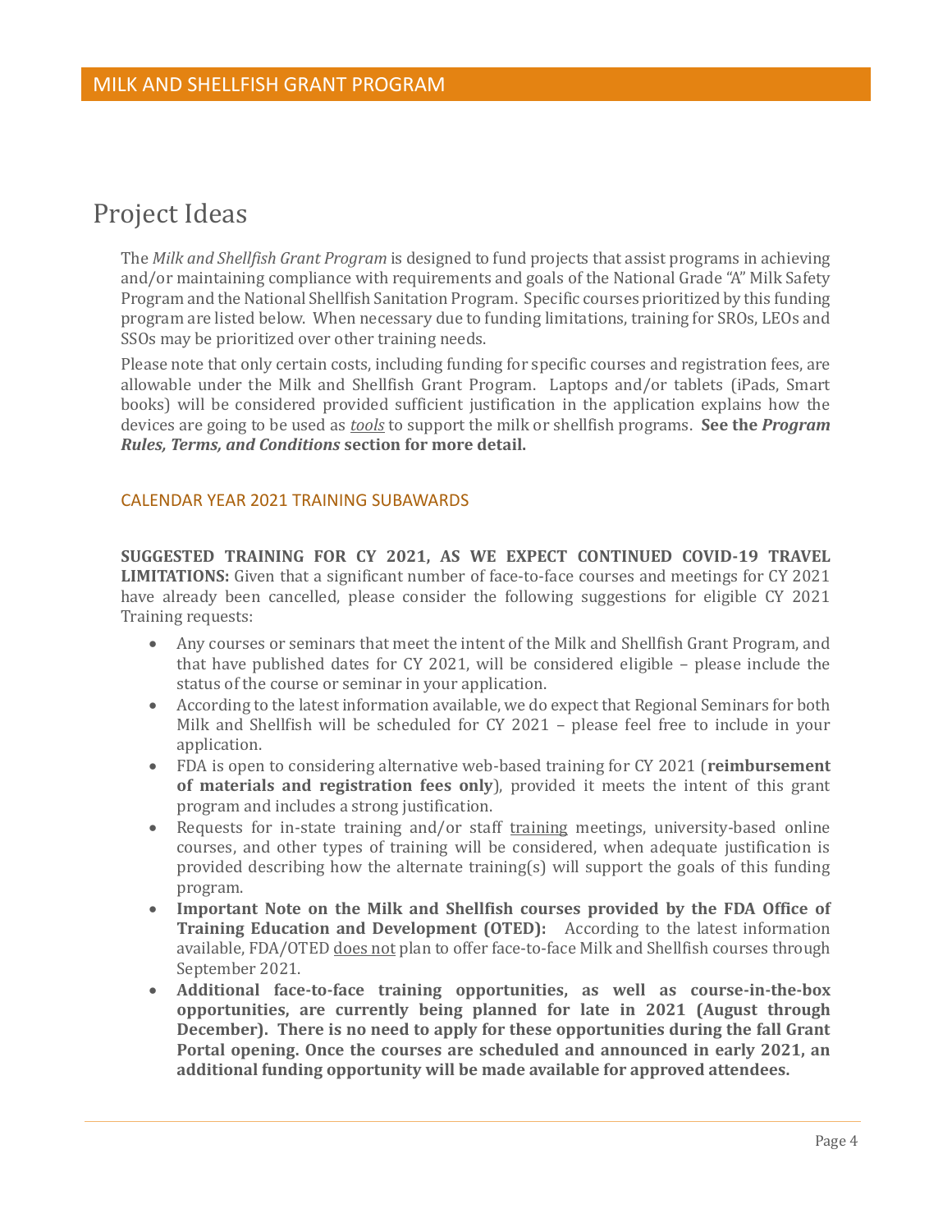# Project Ideas

The *Milk and Shellfish Grant Program* is designed to fund projects that assist programs in achieving and/or maintaining compliance with requirements and goals of the National Grade "A" Milk Safety Program and the National Shellfish Sanitation Program. Specific courses prioritized by this funding program are listed below. When necessary due to funding limitations, training for SROs, LEOs and SSOs may be prioritized over other training needs.

Please note that only certain costs, including funding for specific courses and registration fees, are allowable under the Milk and Shellfish Grant Program. Laptops and/or tablets (iPads, Smart books) will be considered provided sufficient justification in the application explains how the devices are going to be used as <u>*tools*</u> to support the milk or shellfish programs. **See the *Program Rules, Terms, and Conditions* section for more detail.**

## CALENDAR YEAR 2021 TRAINING SUBAWARDS

**SUGGESTED TRAINING FOR CY 2021, AS WE EXPECT CONTINUED COVID-19 TRAVEL LIMITATIONS:** Given that a significant number of face-to-face courses and meetings for CY 2021 have already been cancelled, please consider the following suggestions for eligible CY 2021 Training requests:

- Any courses or seminars that meet the intent of the Milk and Shellfish Grant Program, and that have published dates for CY 2021, will be considered eligible – please include the status of the course or seminar in your application.
- According to the latest information available, we do expect that Regional Seminars for both Milk and Shellfish will be scheduled for CY 2021 – please feel free to include in your application.
- FDA is open to considering alternative web-based training for CY 2021 (**reimbursement of materials and registration fees only**), provided it meets the intent of this grant program and includes a strong justification.
- Requests for in-state training and/or staff <u>training</u> meetings, university-based online courses, and other types of training will be considered, when adequate justification is provided describing how the alternate training(s) will support the goals of this funding program.
- **Important Note on the Milk and Shellfish courses provided by the FDA Office of Training Education and Development (OTED):** According to the latest information available, FDA/OTED <u>does not</u> plan to offer face-to-face Milk and Shellfish courses through September 2021.
- **Additional face-to-face training opportunities, as well as course-in-the-box opportunities, are currently being planned for late in 2021 (August through December). There is no need to apply for these opportunities during the fall Grant Portal opening. Once the courses are scheduled and announced in early 2021, an additional funding opportunity will be made available for approved attendees.**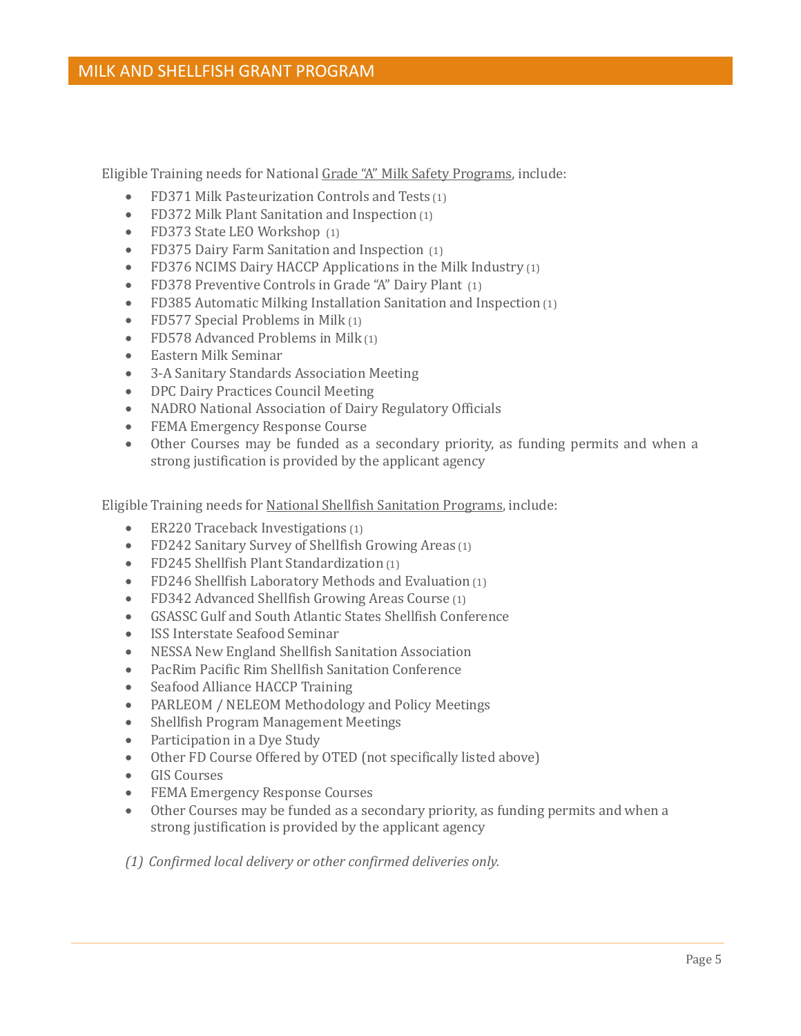Eligible Training needs for National Grade "A" Milk Safety Programs, include:

- FD371 Milk Pasteurization Controls and Tests (1)
- FD372 Milk Plant Sanitation and Inspection (1)
- FD373 State LEO Workshop (1)
- FD375 Dairy Farm Sanitation and Inspection (1)
- FD376 NCIMS Dairy HACCP Applications in the Milk Industry (1)
- FD378 Preventive Controls in Grade "A" Dairy Plant (1)
- FD385 Automatic Milking Installation Sanitation and Inspection (1)
- FD577 Special Problems in Milk (1)
- FD578 Advanced Problems in Milk (1)
- Eastern Milk Seminar
- 3-A Sanitary Standards Association Meeting
- DPC Dairy Practices Council Meeting
- NADRO National Association of Dairy Regulatory Officials
- FEMA Emergency Response Course
- Other Courses may be funded as a secondary priority, as funding permits and when a strong justification is provided by the applicant agency

Eligible Training needs for National Shellfish Sanitation Programs, include:

- ER220 Traceback Investigations (1)
- FD242 Sanitary Survey of Shellfish Growing Areas (1)
- FD245 Shellfish Plant Standardization (1)
- FD246 Shellfish Laboratory Methods and Evaluation (1)
- FD342 Advanced Shellfish Growing Areas Course (1)
- GSASSC Gulf and South Atlantic States Shellfish Conference
- ISS Interstate Seafood Seminar
- NESSA New England Shellfish Sanitation Association
- PacRim Pacific Rim Shellfish Sanitation Conference
- Seafood Alliance HACCP Training
- PARLEOM / NELEOM Methodology and Policy Meetings
- Shellfish Program Management Meetings
- Participation in a Dye Study
- Other FD Course Offered by OTED (not specifically listed above)
- GIS Courses
- FEMA Emergency Response Courses
- Other Courses may be funded as a secondary priority, as funding permits and when a strong justification is provided by the applicant agency

*(1) Confirmed local delivery or other confirmed deliveries only.*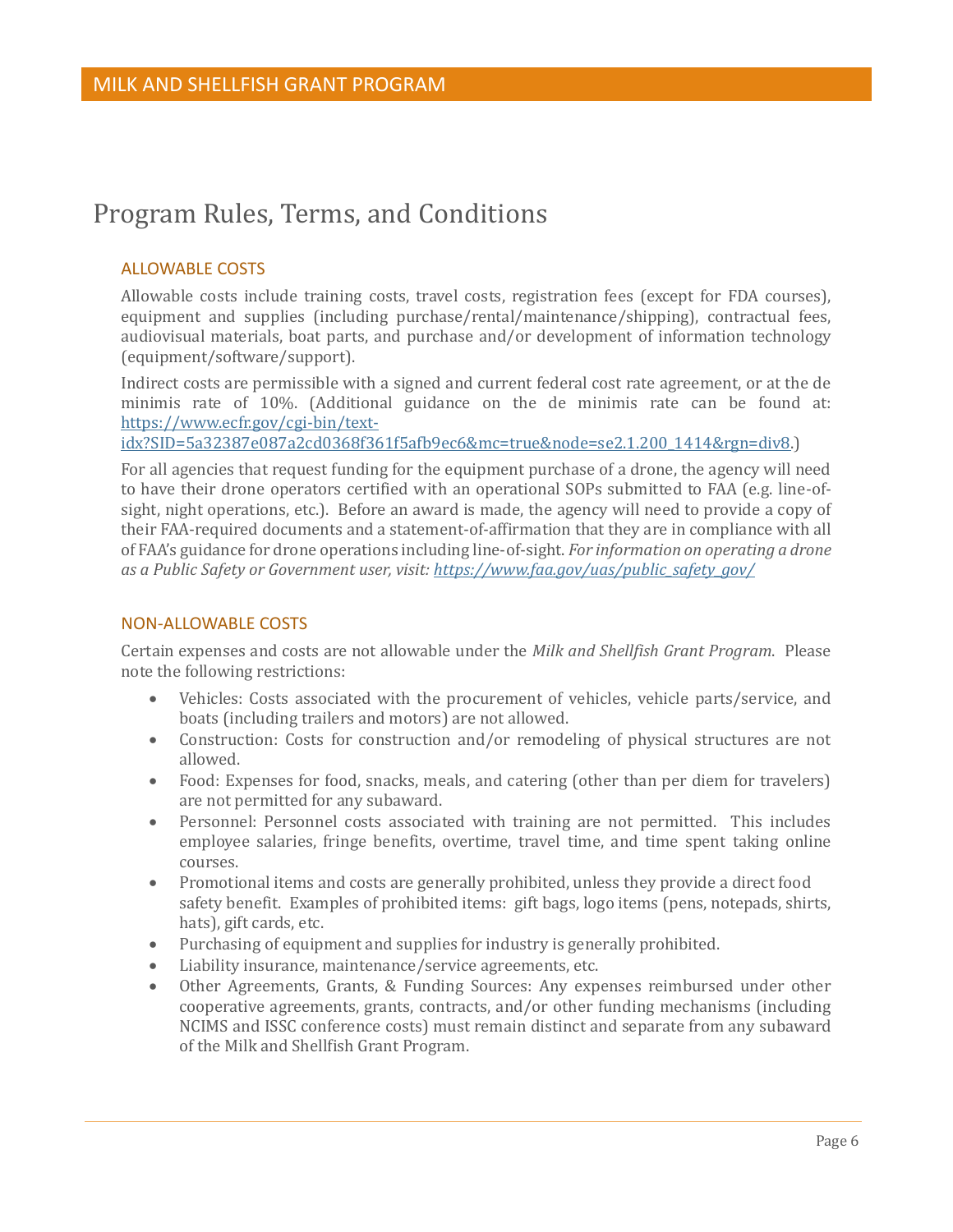# Program Rules, Terms, and Conditions

## ALLOWABLE COSTS

Allowable costs include training costs, travel costs, registration fees (except for FDA courses), equipment and supplies (including purchase/rental/maintenance/shipping), contractual fees, audiovisual materials, boat parts, and purchase and/or development of information technology (equipment/software/support).

Indirect costs are permissible with a signed and current federal cost rate agreement, or at the de minimis rate of 10%. (Additional guidance on the de minimis rate can be found at: [https://www.ecfr.gov/cgi-bin/text-idx?SID=5a32387e087a2cd0368f361f5afb9ec6&mc=true&node=se2.1.200_1414&rgn=div8](https://www.ecfr.gov/cgi-bin/text-idx?SID=5a32387e087a2cd0368f361f5afb9ec6&mc=true&node=se2.1.200_1414&rgn=div8).)

For all agencies that request funding for the equipment purchase of a drone, the agency will need to have their drone operators certified with an operational SOPs submitted to FAA (e.g. line-of-sight, night operations, etc.). Before an award is made, the agency will need to provide a copy of their FAA-required documents and a statement-of-affirmation that they are in compliance with all of FAA's guidance for drone operations including line-of-sight. *For information on operating a drone as a Public Safety or Government user, visit: [https://www.faa.gov/uas/public_safety_gov/](https://www.faa.gov/uas/public_safety_gov/)*

## NON-ALLOWABLE COSTS

Certain expenses and costs are not allowable under the *Milk and Shellfish Grant Program*. Please note the following restrictions:

- Vehicles: Costs associated with the procurement of vehicles, vehicle parts/service, and boats (including trailers and motors) are not allowed.
- Construction: Costs for construction and/or remodeling of physical structures are not allowed.
- Food: Expenses for food, snacks, meals, and catering (other than per diem for travelers) are not permitted for any subaward.
- Personnel: Personnel costs associated with training are not permitted. This includes employee salaries, fringe benefits, overtime, travel time, and time spent taking online courses.
- Promotional items and costs are generally prohibited, unless they provide a direct food safety benefit. Examples of prohibited items: gift bags, logo items (pens, notepads, shirts, hats), gift cards, etc.
- Purchasing of equipment and supplies for industry is generally prohibited.
- Liability insurance, maintenance/service agreements, etc.
- Other Agreements, Grants, & Funding Sources: Any expenses reimbursed under other cooperative agreements, grants, contracts, and/or other funding mechanisms (including NCIMS and ISSC conference costs) must remain distinct and separate from any subaward of the Milk and Shellfish Grant Program.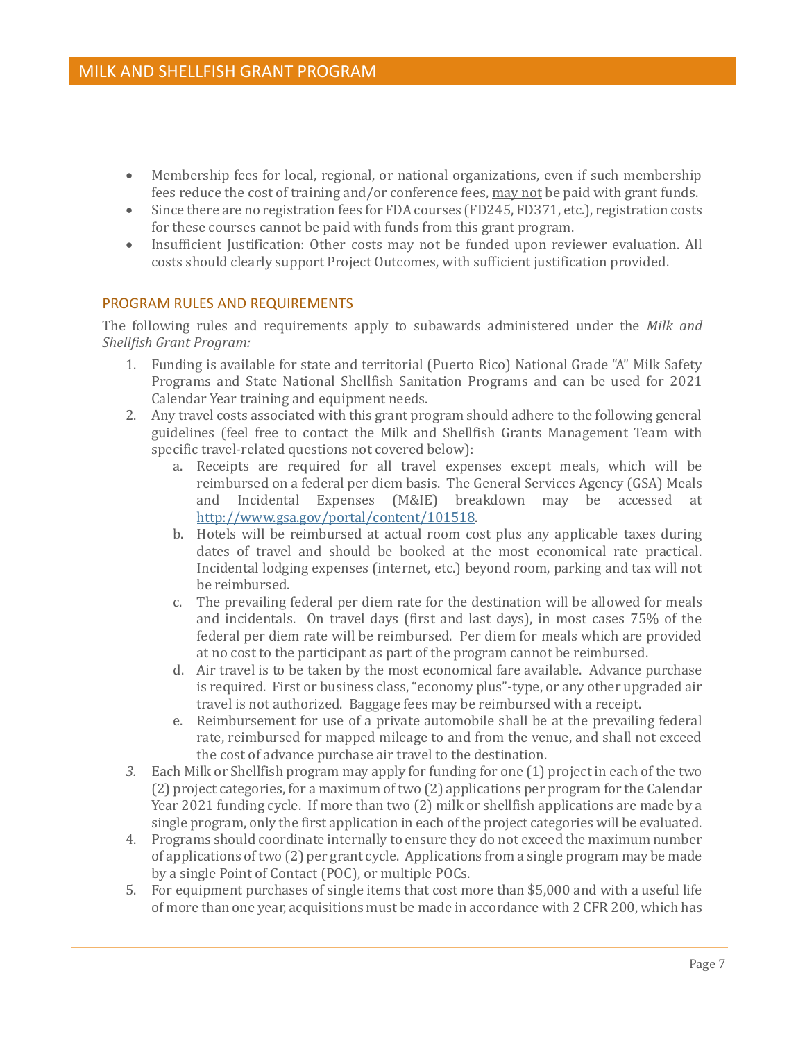- Membership fees for local, regional, or national organizations, even if such membership fees reduce the cost of training and/or conference fees, may not be paid with grant funds.
- Since there are no registration fees for FDA courses (FD245, FD371, etc.), registration costs for these courses cannot be paid with funds from this grant program.
- Insufficient Justification: Other costs may not be funded upon reviewer evaluation. All costs should clearly support Project Outcomes, with sufficient justification provided.

### PROGRAM RULES AND REQUIREMENTS

The following rules and requirements apply to subawards administered under the *Milk and Shellfish Grant Program:*

1. Funding is available for state and territorial (Puerto Rico) National Grade "A" Milk Safety Programs and State National Shellfish Sanitation Programs and can be used for 2021 Calendar Year training and equipment needs.
2. Any travel costs associated with this grant program should adhere to the following general guidelines (feel free to contact the Milk and Shellfish Grants Management Team with specific travel-related questions not covered below):
   a. Receipts are required for all travel expenses except meals, which will be reimbursed on a federal per diem basis. The General Services Agency (GSA) Meals and Incidental Expenses (M&IE) breakdown may be accessed at http://www.gsa.gov/portal/content/101518.
   b. Hotels will be reimbursed at actual room cost plus any applicable taxes during dates of travel and should be booked at the most economical rate practical. Incidental lodging expenses (internet, etc.) beyond room, parking and tax will not be reimbursed.
   c. The prevailing federal per diem rate for the destination will be allowed for meals and incidentals. On travel days (first and last days), in most cases 75% of the federal per diem rate will be reimbursed. Per diem for meals which are provided at no cost to the participant as part of the program cannot be reimbursed.
   d. Air travel is to be taken by the most economical fare available. Advance purchase is required. First or business class, "economy plus"-type, or any other upgraded air travel is not authorized. Baggage fees may be reimbursed with a receipt.
   e. Reimbursement for use of a private automobile shall be at the prevailing federal rate, reimbursed for mapped mileage to and from the venue, and shall not exceed the cost of advance purchase air travel to the destination.
3. Each Milk or Shellfish program may apply for funding for one (1) project in each of the two (2) project categories, for a maximum of two (2) applications per program for the Calendar Year 2021 funding cycle. If more than two (2) milk or shellfish applications are made by a single program, only the first application in each of the project categories will be evaluated.
4. Programs should coordinate internally to ensure they do not exceed the maximum number of applications of two (2) per grant cycle. Applications from a single program may be made by a single Point of Contact (POC), or multiple POCs.
5. For equipment purchases of single items that cost more than $5,000 and with a useful life of more than one year, acquisitions must be made in accordance with 2 CFR 200, which has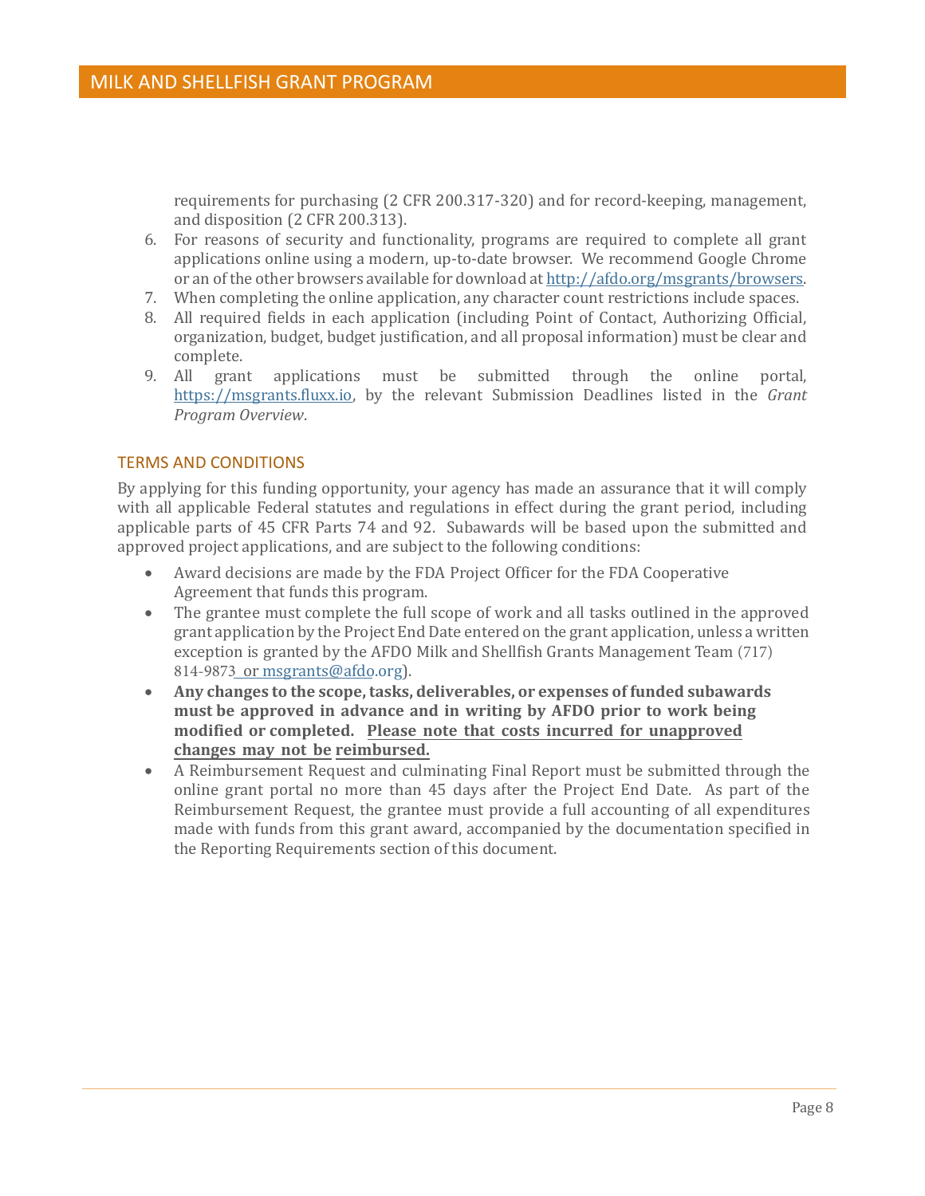requirements for purchasing (2 CFR 200.317-320) and for record-keeping, management, and disposition (2 CFR 200.313).

6. For reasons of security and functionality, programs are required to complete all grant applications online using a modern, up-to-date browser. We recommend Google Chrome or an of the other browsers available for download at http://afdo.org/msgrants/browsers.
7. When completing the online application, any character count restrictions include spaces.
8. All required fields in each application (including Point of Contact, Authorizing Official, organization, budget, budget justification, and all proposal information) must be clear and complete.
9. All grant applications must be submitted through the online portal, https://msgrants.fluxx.io, by the relevant Submission Deadlines listed in the *Grant Program Overview*.

## TERMS AND CONDITIONS

By applying for this funding opportunity, your agency has made an assurance that it will comply with all applicable Federal statutes and regulations in effect during the grant period, including applicable parts of 45 CFR Parts 74 and 92. Subawards will be based upon the submitted and approved project applications, and are subject to the following conditions:

- Award decisions are made by the FDA Project Officer for the FDA Cooperative Agreement that funds this program.
- The grantee must complete the full scope of work and all tasks outlined in the approved grant application by the Project End Date entered on the grant application, unless a written exception is granted by the AFDO Milk and Shellfish Grants Management Team (717) 814-9873 or msgrants@afdo.org).
- **Any changes to the scope, tasks, deliverables, or expenses of funded subawards must be approved in advance and in writing by AFDO prior to work being modified or completed. Please note that costs incurred for unapproved changes may not be reimbursed.**
- A Reimbursement Request and culminating Final Report must be submitted through the online grant portal no more than 45 days after the Project End Date. As part of the Reimbursement Request, the grantee must provide a full accounting of all expenditures made with funds from this grant award, accompanied by the documentation specified in the Reporting Requirements section of this document.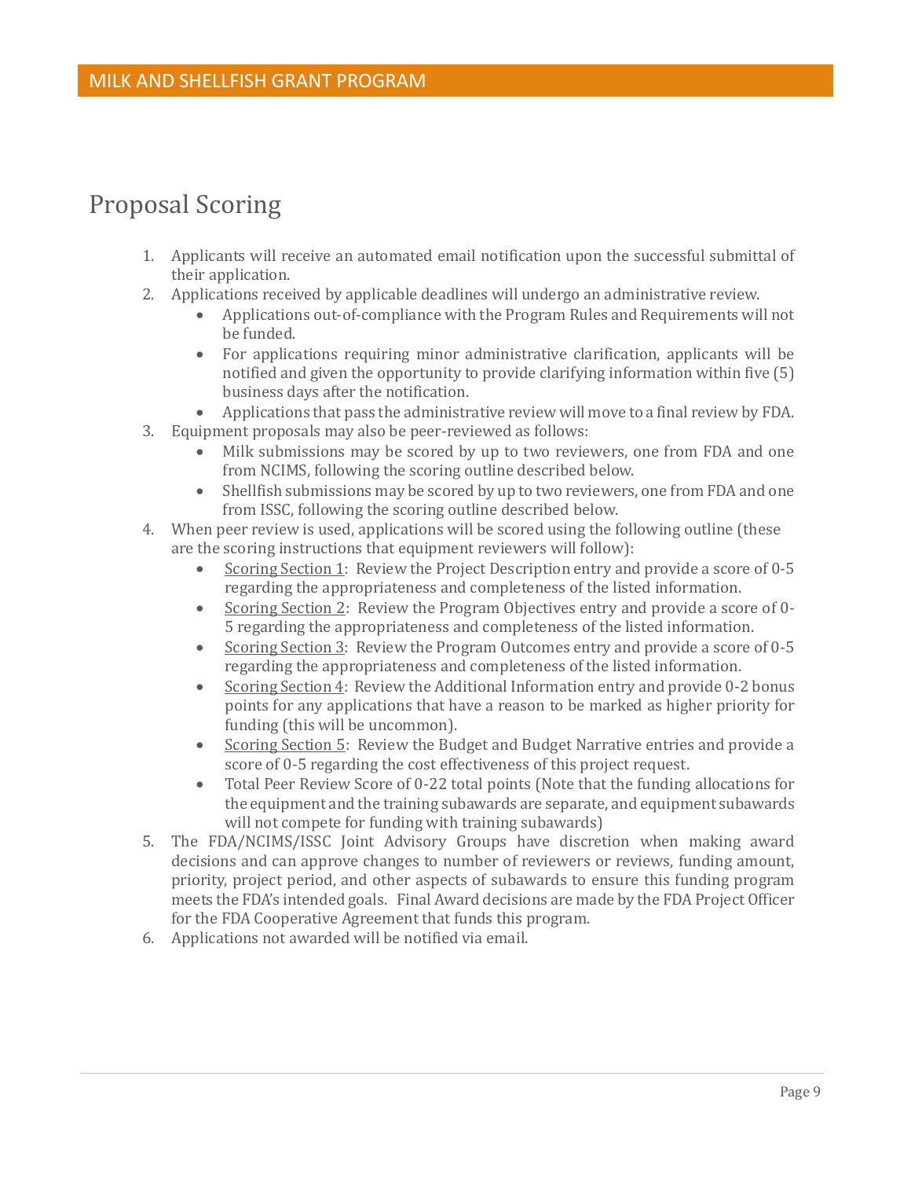# Proposal Scoring

1. Applicants will receive an automated email notification upon the successful submittal of their application.
2. Applications received by applicable deadlines will undergo an administrative review.
   - Applications out-of-compliance with the Program Rules and Requirements will not be funded.
   - For applications requiring minor administrative clarification, applicants will be notified and given the opportunity to provide clarifying information within five (5) business days after the notification.
   - Applications that pass the administrative review will move to a final review by FDA.
3. Equipment proposals may also be peer-reviewed as follows:
   - Milk submissions may be scored by up to two reviewers, one from FDA and one from NCIMS, following the scoring outline described below.
   - Shellfish submissions may be scored by up to two reviewers, one from FDA and one from ISSC, following the scoring outline described below.
4. When peer review is used, applications will be scored using the following outline (these are the scoring instructions that equipment reviewers will follow):
   - Scoring Section 1: Review the Project Description entry and provide a score of 0-5 regarding the appropriateness and completeness of the listed information.
   - Scoring Section 2: Review the Program Objectives entry and provide a score of 0-5 regarding the appropriateness and completeness of the listed information.
   - Scoring Section 3: Review the Program Outcomes entry and provide a score of 0-5 regarding the appropriateness and completeness of the listed information.
   - Scoring Section 4: Review the Additional Information entry and provide 0-2 bonus points for any applications that have a reason to be marked as higher priority for funding (this will be uncommon).
   - Scoring Section 5: Review the Budget and Budget Narrative entries and provide a score of 0-5 regarding the cost effectiveness of this project request.
   - Total Peer Review Score of 0-22 total points (Note that the funding allocations for the equipment and the training subawards are separate, and equipment subawards will not compete for funding with training subawards)
5. The FDA/NCIMS/ISSC Joint Advisory Groups have discretion when making award decisions and can approve changes to number of reviewers or reviews, funding amount, priority, project period, and other aspects of subawards to ensure this funding program meets the FDA's intended goals. Final Award decisions are made by the FDA Project Officer for the FDA Cooperative Agreement that funds this program.
6. Applications not awarded will be notified via email.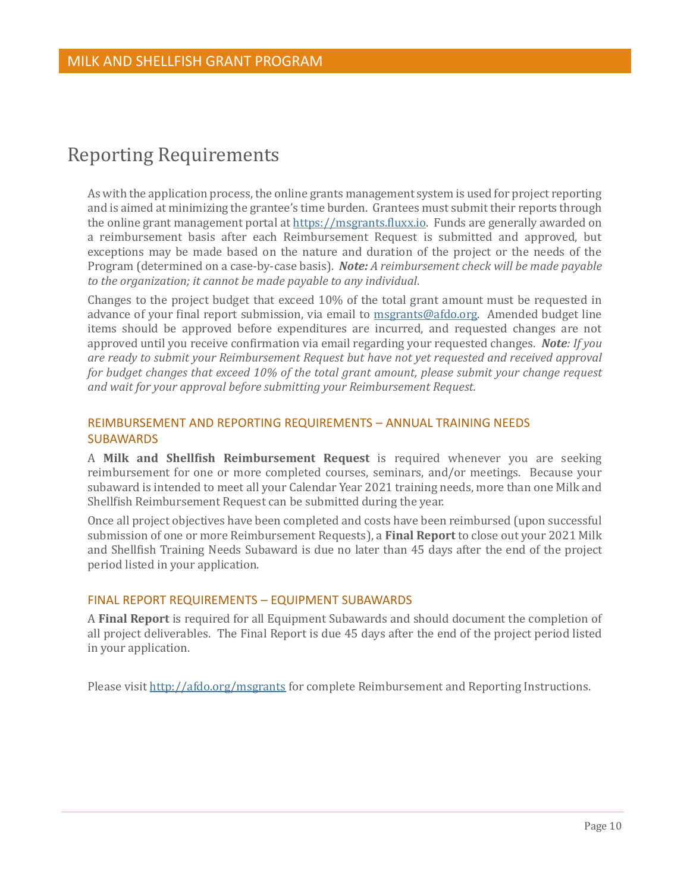# Reporting Requirements

As with the application process, the online grants management system is used for project reporting and is aimed at minimizing the grantee's time burden. Grantees must submit their reports through the online grant management portal at https://msgrants.fluxx.io. Funds are generally awarded on a reimbursement basis after each Reimbursement Request is submitted and approved, but exceptions may be made based on the nature and duration of the project or the needs of the Program (determined on a case-by-case basis). ***Note:*** *A reimbursement check will be made payable to the organization; it cannot be made payable to any individual*.

Changes to the project budget that exceed 10% of the total grant amount must be requested in advance of your final report submission, via email to msgrants@afdo.org. Amended budget line items should be approved before expenditures are incurred, and requested changes are not approved until you receive confirmation via email regarding your requested changes. ***Note****: If you are ready to submit your Reimbursement Request but have not yet requested and received approval for budget changes that exceed 10% of the total grant amount, please submit your change request and wait for your approval before submitting your Reimbursement Request.*

## REIMBURSEMENT AND REPORTING REQUIREMENTS – ANNUAL TRAINING NEEDS SUBAWARDS

A **Milk and Shellfish Reimbursement Request** is required whenever you are seeking reimbursement for one or more completed courses, seminars, and/or meetings. Because your subaward is intended to meet all your Calendar Year 2021 training needs, more than one Milk and Shellfish Reimbursement Request can be submitted during the year.

Once all project objectives have been completed and costs have been reimbursed (upon successful submission of one or more Reimbursement Requests), a **Final Report** to close out your 2021 Milk and Shellfish Training Needs Subaward is due no later than 45 days after the end of the project period listed in your application.

## FINAL REPORT REQUIREMENTS – EQUIPMENT SUBAWARDS

A **Final Report** is required for all Equipment Subawards and should document the completion of all project deliverables. The Final Report is due 45 days after the end of the project period listed in your application.

Please visit http://afdo.org/msgrants for complete Reimbursement and Reporting Instructions.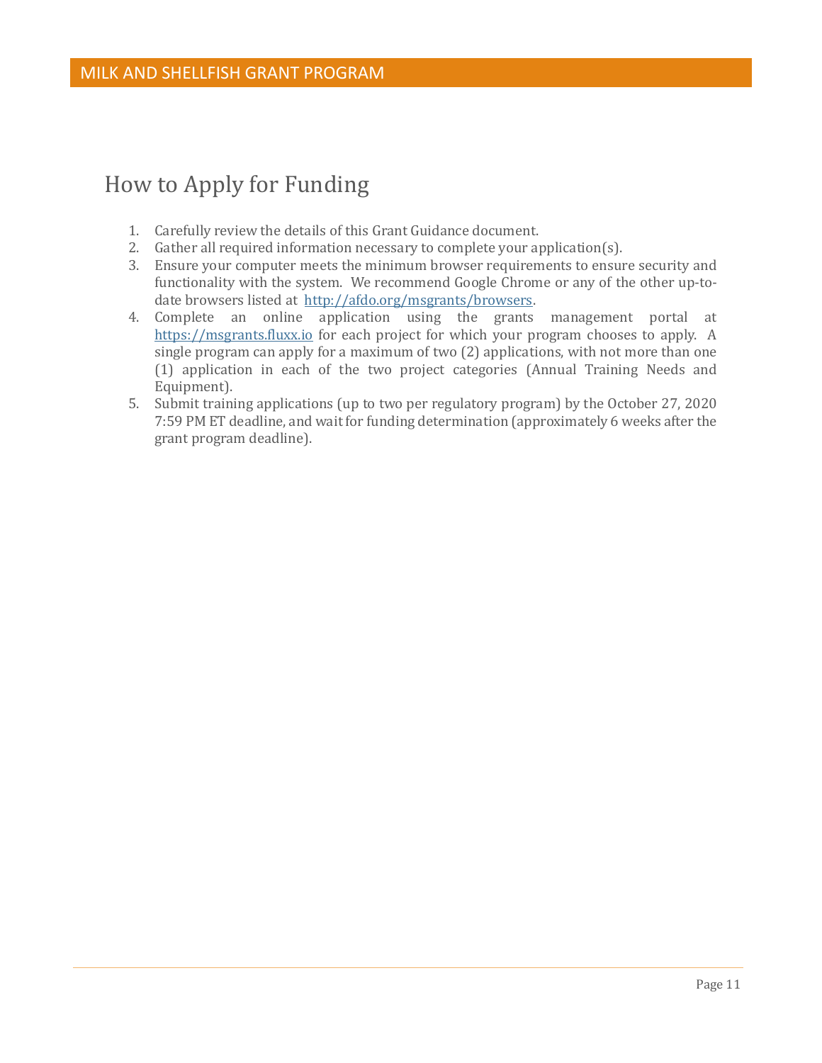# How to Apply for Funding

1. Carefully review the details of this Grant Guidance document.
2. Gather all required information necessary to complete your application(s).
3. Ensure your computer meets the minimum browser requirements to ensure security and functionality with the system. We recommend Google Chrome or any of the other up-to-date browsers listed at [http://afdo.org/msgrants/browsers](http://afdo.org/msgrants/browsers).
4. Complete an online application using the grants management portal at [https://msgrants.fluxx.io](https://msgrants.fluxx.io) for each project for which your program chooses to apply. A single program can apply for a maximum of two (2) applications, with not more than one (1) application in each of the two project categories (Annual Training Needs and Equipment).
5. Submit training applications (up to two per regulatory program) by the October 27, 2020 7:59 PM ET deadline, and wait for funding determination (approximately 6 weeks after the grant program deadline).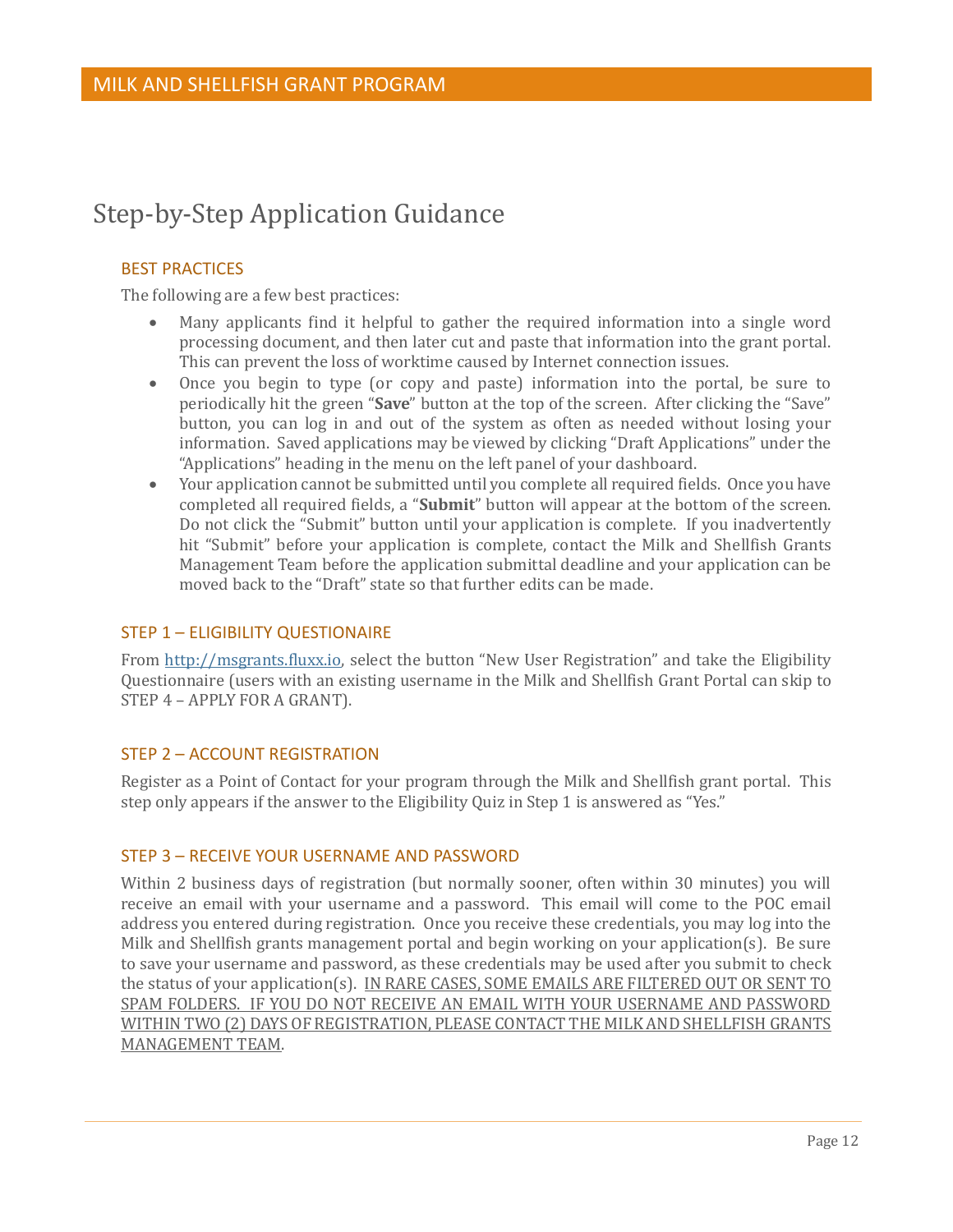# Step-by-Step Application Guidance

## BEST PRACTICES

The following are a few best practices:

- Many applicants find it helpful to gather the required information into a single word processing document, and then later cut and paste that information into the grant portal. This can prevent the loss of worktime caused by Internet connection issues.
- Once you begin to type (or copy and paste) information into the portal, be sure to periodically hit the green "**Save**" button at the top of the screen. After clicking the "Save" button, you can log in and out of the system as often as needed without losing your information. Saved applications may be viewed by clicking "Draft Applications" under the "Applications" heading in the menu on the left panel of your dashboard.
- Your application cannot be submitted until you complete all required fields. Once you have completed all required fields, a "**Submit**" button will appear at the bottom of the screen. Do not click the "Submit" button until your application is complete. If you inadvertently hit "Submit" before your application is complete, contact the Milk and Shellfish Grants Management Team before the application submittal deadline and your application can be moved back to the "Draft" state so that further edits can be made.

## STEP 1 – ELIGIBILITY QUESTIONAIRE

From [http://msgrants.fluxx.io](http://msgrants.fluxx.io), select the button "New User Registration" and take the Eligibility Questionnaire (users with an existing username in the Milk and Shellfish Grant Portal can skip to STEP 4 – APPLY FOR A GRANT).

## STEP 2 – ACCOUNT REGISTRATION

Register as a Point of Contact for your program through the Milk and Shellfish grant portal. This step only appears if the answer to the Eligibility Quiz in Step 1 is answered as "Yes."

## STEP 3 – RECEIVE YOUR USERNAME AND PASSWORD

Within 2 business days of registration (but normally sooner, often within 30 minutes) you will receive an email with your username and a password. This email will come to the POC email address you entered during registration. Once you receive these credentials, you may log into the Milk and Shellfish grants management portal and begin working on your application(s). Be sure to save your username and password, as these credentials may be used after you submit to check the status of your application(s). <u>IN RARE CASES, SOME EMAILS ARE FILTERED OUT OR SENT TO SPAM FOLDERS. IF YOU DO NOT RECEIVE AN EMAIL WITH YOUR USERNAME AND PASSWORD WITHIN TWO (2) DAYS OF REGISTRATION, PLEASE CONTACT THE MILK AND SHELLFISH GRANTS MANAGEMENT TEAM</u>.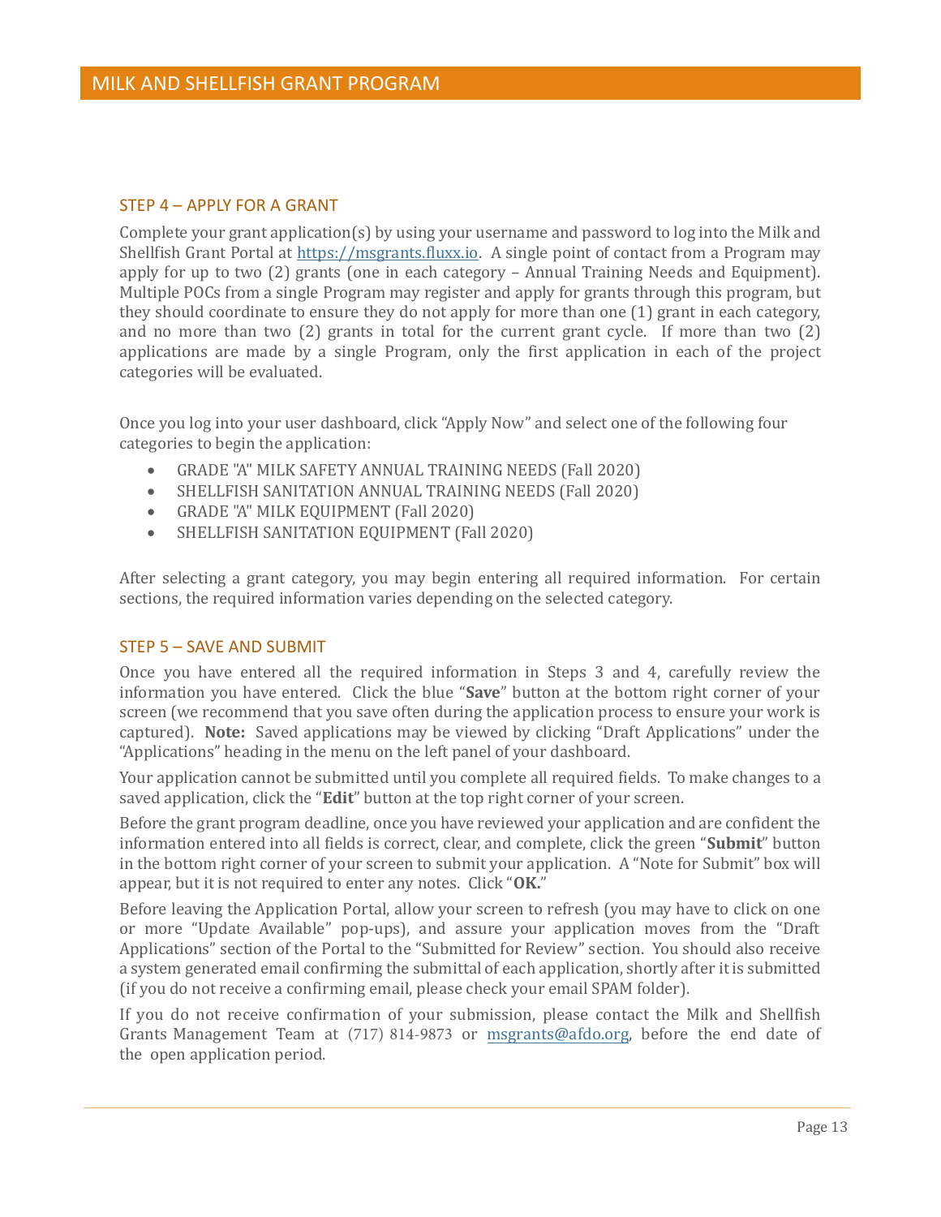## STEP 4 – APPLY FOR A GRANT

Complete your grant application(s) by using your username and password to log into the Milk and Shellfish Grant Portal at https://msgrants.fluxx.io. A single point of contact from a Program may apply for up to two (2) grants (one in each category – Annual Training Needs and Equipment). Multiple POCs from a single Program may register and apply for grants through this program, but they should coordinate to ensure they do not apply for more than one (1) grant in each category, and no more than two (2) grants in total for the current grant cycle. If more than two (2) applications are made by a single Program, only the first application in each of the project categories will be evaluated.

Once you log into your user dashboard, click "Apply Now" and select one of the following four categories to begin the application:

- GRADE "A" MILK SAFETY ANNUAL TRAINING NEEDS (Fall 2020)
- SHELLFISH SANITATION ANNUAL TRAINING NEEDS (Fall 2020)
- GRADE "A" MILK EQUIPMENT (Fall 2020)
- SHELLFISH SANITATION EQUIPMENT (Fall 2020)

After selecting a grant category, you may begin entering all required information. For certain sections, the required information varies depending on the selected category.

## STEP 5 – SAVE AND SUBMIT

Once you have entered all the required information in Steps 3 and 4, carefully review the information you have entered. Click the blue "**Save**" button at the bottom right corner of your screen (we recommend that you save often during the application process to ensure your work is captured). **Note:** Saved applications may be viewed by clicking "Draft Applications" under the "Applications" heading in the menu on the left panel of your dashboard.

Your application cannot be submitted until you complete all required fields. To make changes to a saved application, click the "**Edit**" button at the top right corner of your screen.

Before the grant program deadline, once you have reviewed your application and are confident the information entered into all fields is correct, clear, and complete, click the green "**Submit**" button in the bottom right corner of your screen to submit your application. A "Note for Submit" box will appear, but it is not required to enter any notes. Click "**OK.**"

Before leaving the Application Portal, allow your screen to refresh (you may have to click on one or more "Update Available" pop-ups), and assure your application moves from the "Draft Applications" section of the Portal to the "Submitted for Review" section. You should also receive a system generated email confirming the submittal of each application, shortly after it is submitted (if you do not receive a confirming email, please check your email SPAM folder).

If you do not receive confirmation of your submission, please contact the Milk and Shellfish Grants Management Team at (717) 814-9873 or msgrants@afdo.org, before the end date of the open application period.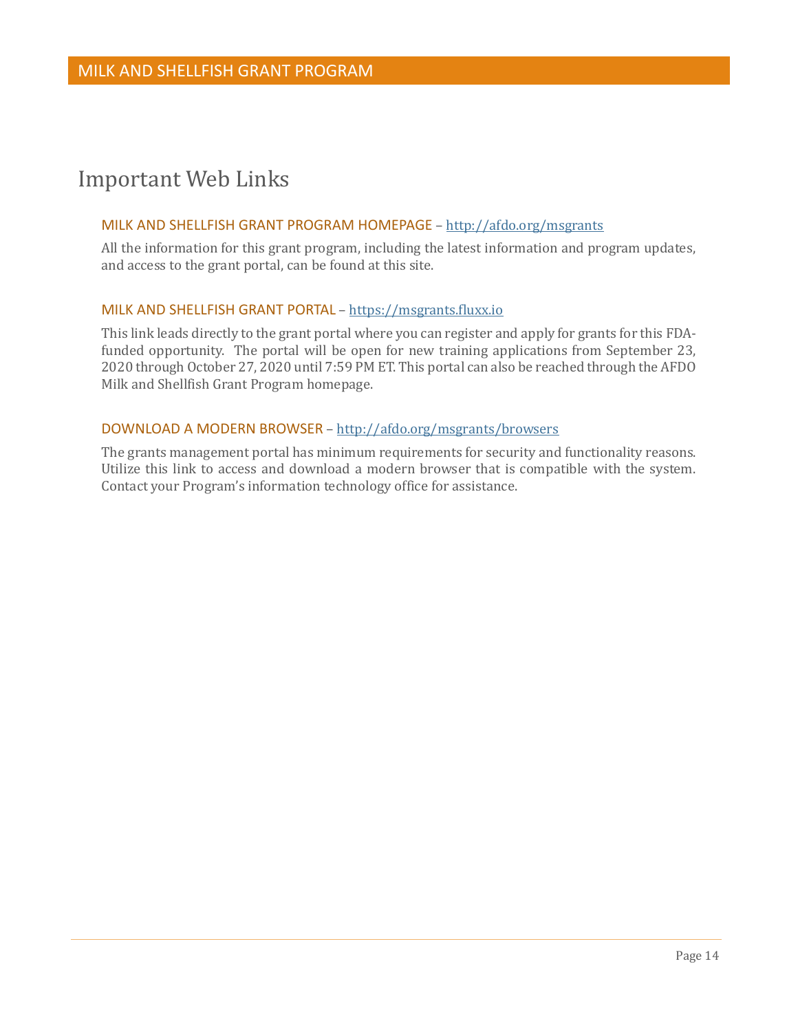# Important Web Links

### MILK AND SHELLFISH GRANT PROGRAM HOMEPAGE – [http://afdo.org/msgrants](http://afdo.org/msgrants)

All the information for this grant program, including the latest information and program updates, and access to the grant portal, can be found at this site.

### MILK AND SHELLFISH GRANT PORTAL – [https://msgrants.fluxx.io](https://msgrants.fluxx.io)

This link leads directly to the grant portal where you can register and apply for grants for this FDA-funded opportunity. The portal will be open for new training applications from September 23, 2020 through October 27, 2020 until 7:59 PM ET. This portal can also be reached through the AFDO Milk and Shellfish Grant Program homepage.

### DOWNLOAD A MODERN BROWSER – [http://afdo.org/msgrants/browsers](http://afdo.org/msgrants/browsers)

The grants management portal has minimum requirements for security and functionality reasons. Utilize this link to access and download a modern browser that is compatible with the system. Contact your Program's information technology office for assistance.